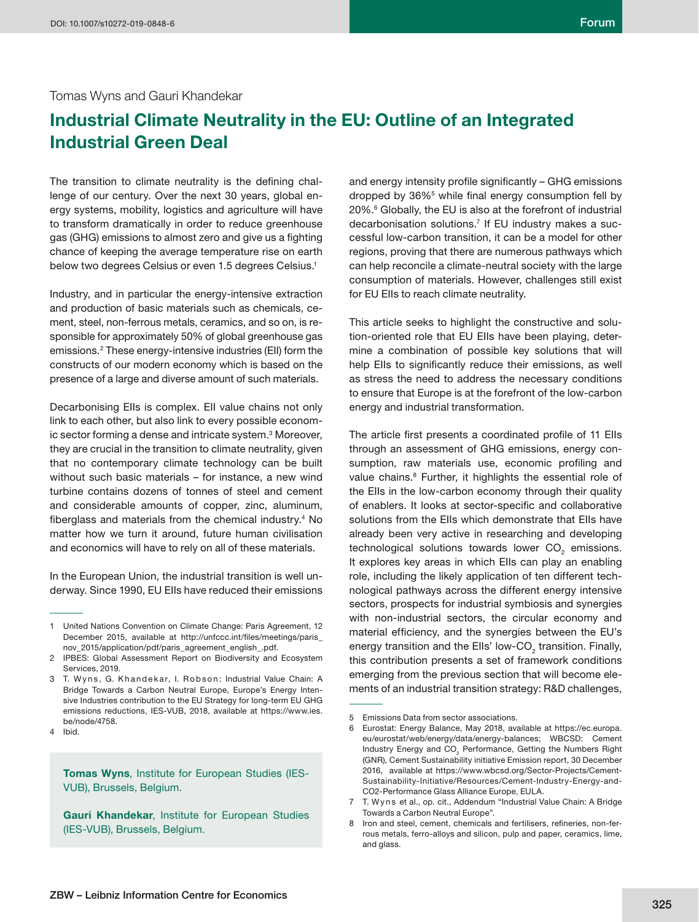Tomas Wyns and Gauri Khandekar

# Industrial Climate Neutrality in the EU: Outline of an Integrated Industrial Green Deal

The transition to climate neutrality is the defining challenge of our century. Over the next 30 years, global energy systems, mobility, logistics and agriculture will have to transform dramatically in order to reduce greenhouse gas (GHG) emissions to almost zero and give us a fighting chance of keeping the average temperature rise on earth below two degrees Celsius or even 1.5 degrees Celsius.[1]

Industry, and in particular the energy-intensive extraction and production of basic materials such as chemicals, cement, steel, non-ferrous metals, ceramics, and so on, is responsible for approximately 50% of global greenhouse gas emissions.[2] These energy-intensive industries (EII) form the constructs of our modern economy which is based on the presence of a large and diverse amount of such materials.

Decarbonising EIIs is complex. EII value chains not only link to each other, but also link to every possible economic sector forming a dense and intricate system.[3] Moreover, they are crucial in the transition to climate neutrality, given that no contemporary climate technology can be built without such basic materials – for instance, a new wind turbine contains dozens of tonnes of steel and cement and considerable amounts of copper, zinc, aluminum, fiberglass and materials from the chemical industry.[4] No matter how we turn it around, future human civilisation and economics will have to rely on all of these materials.

In the European Union, the industrial transition is well underway. Since 1990, EU EIIs have reduced their emissions and energy intensity profile significantly – GHG emissions dropped by 36%[5] while final energy consumption fell by 20%.[6] Globally, the EU is also at the forefront of industrial decarbonisation solutions.[7] If EU industry makes a successful low-carbon transition, it can be a model for other regions, proving that there are numerous pathways which can help reconcile a climate-neutral society with the large consumption of materials. However, challenges still exist for EU EIIs to reach climate neutrality.

This article seeks to highlight the constructive and solution-oriented role that EU EIIs have been playing, determine a combination of possible key solutions that will help EIIs to significantly reduce their emissions, as well as stress the need to address the necessary conditions to ensure that Europe is at the forefront of the low-carbon energy and industrial transformation.

The article first presents a coordinated profile of 11 EIIs through an assessment of GHG emissions, energy consumption, raw materials use, economic profiling and value chains.[8] Further, it highlights the essential role of the EIIs in the low-carbon economy through their quality of enablers. It looks at sector-specific and collaborative solutions from the EIIs which demonstrate that EIIs have already been very active in researching and developing technological solutions towards lower $CO_2$ emissions. It explores key areas in which EIIs can play an enabling role, including the likely application of ten different technological pathways across the different energy intensive sectors, prospects for industrial symbiosis and synergies with non-industrial sectors, the circular economy and material efficiency, and the synergies between the EU's energy transition and the EIIs' low-$CO_2$ transition. Finally, this contribution presents a set of framework conditions emerging from the previous section that will become elements of an industrial transition strategy: R&D challenges,

---

1 United Nations Convention on Climate Change: Paris Agreement, 12 December 2015, available at http://unfccc.int/files/meetings/paris_nov_2015/application/pdf/paris_agreement_english_.pdf.

2 IPBES: Global Assessment Report on Biodiversity and Ecosystem Services, 2019.

3 T. Wyns, G. Khandekar, I. Robson: Industrial Value Chain: A Bridge Towards a Carbon Neutral Europe, Europe's Energy Intensive Industries contribution to the EU Strategy for long-term EU GHG emissions reductions, IES-VUB, 2018, available at https://www.ies.be/node/4758.

4 Ibid.

5 Emissions Data from sector associations.

6 Eurostat: Energy Balance, May 2018, available at https://ec.europa.eu/eurostat/web/energy/data/energy-balances; WBCSD: Cement Industry Energy and $CO_2$ Performance, Getting the Numbers Right (GNR), Cement Sustainability initiative Emission report, 30 December 2016, available at https://www.wbcsd.org/Sector-Projects/Cement-Sustainability-Initiative/Resources/Cement-Industry-Energy-and-CO2-Performance Glass Alliance Europe, EULA.

7 T. Wyns et al., op. cit., Addendum "Industrial Value Chain: A Bridge Towards a Carbon Neutral Europe".

8 Iron and steel, cement, chemicals and fertilisers, refineries, non-ferrous metals, ferro-alloys and silicon, pulp and paper, ceramics, lime, and glass.

**Tomas Wyns**, Institute for European Studies (IES-VUB), Brussels, Belgium.

**Gauri Khandekar**, Institute for European Studies (IES-VUB), Brussels, Belgium.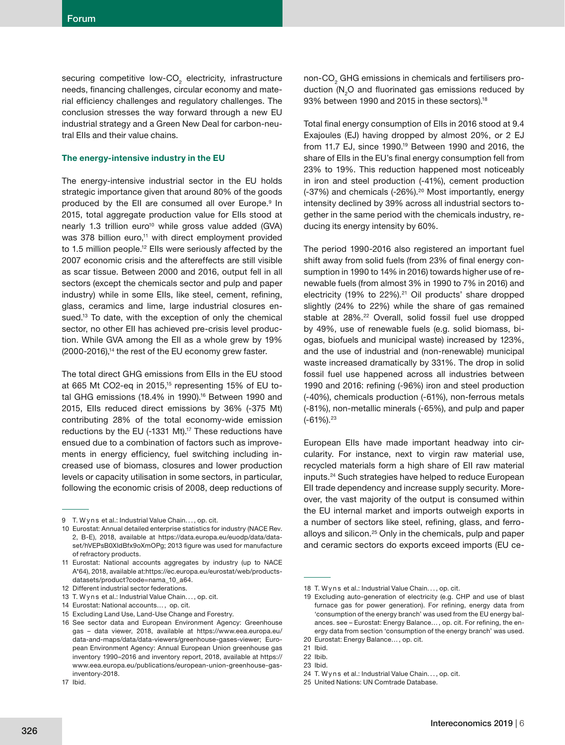securing competitive low-$CO_2$ electricity, infrastructure needs, financing challenges, circular economy and material efficiency challenges and regulatory challenges. The conclusion stresses the way forward through a new EU industrial strategy and a Green New Deal for carbon-neutral EIIs and their value chains.

### The energy-intensive industry in the EU

The energy-intensive industrial sector in the EU holds strategic importance given that around 80% of the goods produced by the EII are consumed all over Europe.[9] In 2015, total aggregate production value for EIIs stood at nearly 1.3 trillion euro[10] while gross value added (GVA) was 378 billion euro,[11] with direct employment provided to 1.5 million people.[12] EIIs were seriously affected by the 2007 economic crisis and the aftereffects are still visible as scar tissue. Between 2000 and 2016, output fell in all sectors (except the chemicals sector and pulp and paper industry) while in some EIIs, like steel, cement, refining, glass, ceramics and lime, large industrial closures ensued.[13] To date, with the exception of only the chemical sector, no other EII has achieved pre-crisis level production. While GVA among the EII as a whole grew by 19% (2000-2016),[14] the rest of the EU economy grew faster.

The total direct GHG emissions from EIIs in the EU stood at 665 Mt CO2-eq in 2015,[15] representing 15% of EU total GHG emissions (18.4% in 1990).[16] Between 1990 and 2015, EIIs reduced direct emissions by 36% (-375 Mt) contributing 28% of the total economy-wide emission reductions by the EU (-1331 Mt).[17] These reductions have ensued due to a combination of factors such as improvements in energy efficiency, fuel switching including increased use of biomass, closures and lower production levels or capacity utilisation in some sectors, in particular, following the economic crisis of 2008, deep reductions of non-$CO_2$ GHG emissions in chemicals and fertilisers production ($N_2O$ and fluorinated gas emissions reduced by 93% between 1990 and 2015 in these sectors).[18]

Total final energy consumption of EIIs in 2016 stood at 9.4 Exajoules (EJ) having dropped by almost 20%, or 2 EJ from 11.7 EJ, since 1990.[19] Between 1990 and 2016, the share of EIIs in the EU's final energy consumption fell from 23% to 19%. This reduction happened most noticeably in iron and steel production (-41%), cement production (-37%) and chemicals (-26%).[20] Most importantly, energy intensity declined by 39% across all industrial sectors together in the same period with the chemicals industry, reducing its energy intensity by 60%.

The period 1990-2016 also registered an important fuel shift away from solid fuels (from 23% of final energy consumption in 1990 to 14% in 2016) towards higher use of renewable fuels (from almost 3% in 1990 to 7% in 2016) and electricity (19% to 22%).[21] Oil products' share dropped slightly (24% to 22%) while the share of gas remained stable at 28%.[22] Overall, solid fossil fuel use dropped by 49%, use of renewable fuels (e.g. solid biomass, biogas, biofuels and municipal waste) increased by 123%, and the use of industrial and (non-renewable) municipal waste increased dramatically by 331%. The drop in solid fossil fuel use happened across all industries between 1990 and 2016: refining (-96%) iron and steel production (-40%), chemicals production (-61%), non-ferrous metals (-81%), non-metallic minerals (-65%), and pulp and paper (-61%).[23]

European EIIs have made important headway into circularity. For instance, next to virgin raw material use, recycled materials form a high share of EII raw material inputs.[24] Such strategies have helped to reduce European EII trade dependency and increase supply security. Moreover, the vast majority of the output is consumed within the EU internal market and imports outweigh exports in a number of sectors like steel, refining, glass, and ferro-alloys and silicon.[25] Only in the chemicals, pulp and paper and ceramic sectors do exports exceed imports (EU ce-

---

9 T. Wyns et al.: Industrial Value Chain..., op. cit.

10 Eurostat: Annual detailed enterprise statistics for industry (NACE Rev. 2, B-E), 2018, available at https://data.europa.eu/euodp/data/dataset/hVEPsB0XldBfx9oXmOPg; 2013 figure was used for manufacture of refractory products.

11 Eurostat: National accounts aggregates by industry (up to NACE A*64), 2018, available at:https://ec.europa.eu/eurostat/web/products-datasets/product?code=nama_10_a64.

12 Different industrial sector federations.

13 T. Wyns et al.: Industrial Value Chain..., op. cit.

14 Eurostat: National accounts..., op. cit.

15 Excluding Land Use, Land-Use Change and Forestry.

16 See sector data and European Environment Agency: Greenhouse gas – data viewer, 2018, available at https://www.eea.europa.eu/data-and-maps/data/data-viewers/greenhouse-gases-viewer; European Environment Agency: Annual European Union greenhouse gas inventory 1990–2016 and inventory report, 2018, available at https://www.eea.europa.eu/publications/european-union-greenhouse-gas-inventory-2018.

17 Ibid.

18 T. Wyns et al.: Industrial Value Chain..., op. cit.

19 Excluding auto-generation of electricity (e.g. CHP and use of blast furnace gas for power generation). For refining, energy data from 'consumption of the energy branch' was used from the EU energy balances. see – Eurostat: Energy Balance..., op. cit. For refining, the energy data from section 'consumption of the energy branch' was used.

20 Eurostat: Energy Balance..., op. cit.

21 Ibid.

22 Ibib.

23 Ibid.

24 T. Wyns et al.: Industrial Value Chain..., op. cit.

25 United Nations: UN Comtrade Database.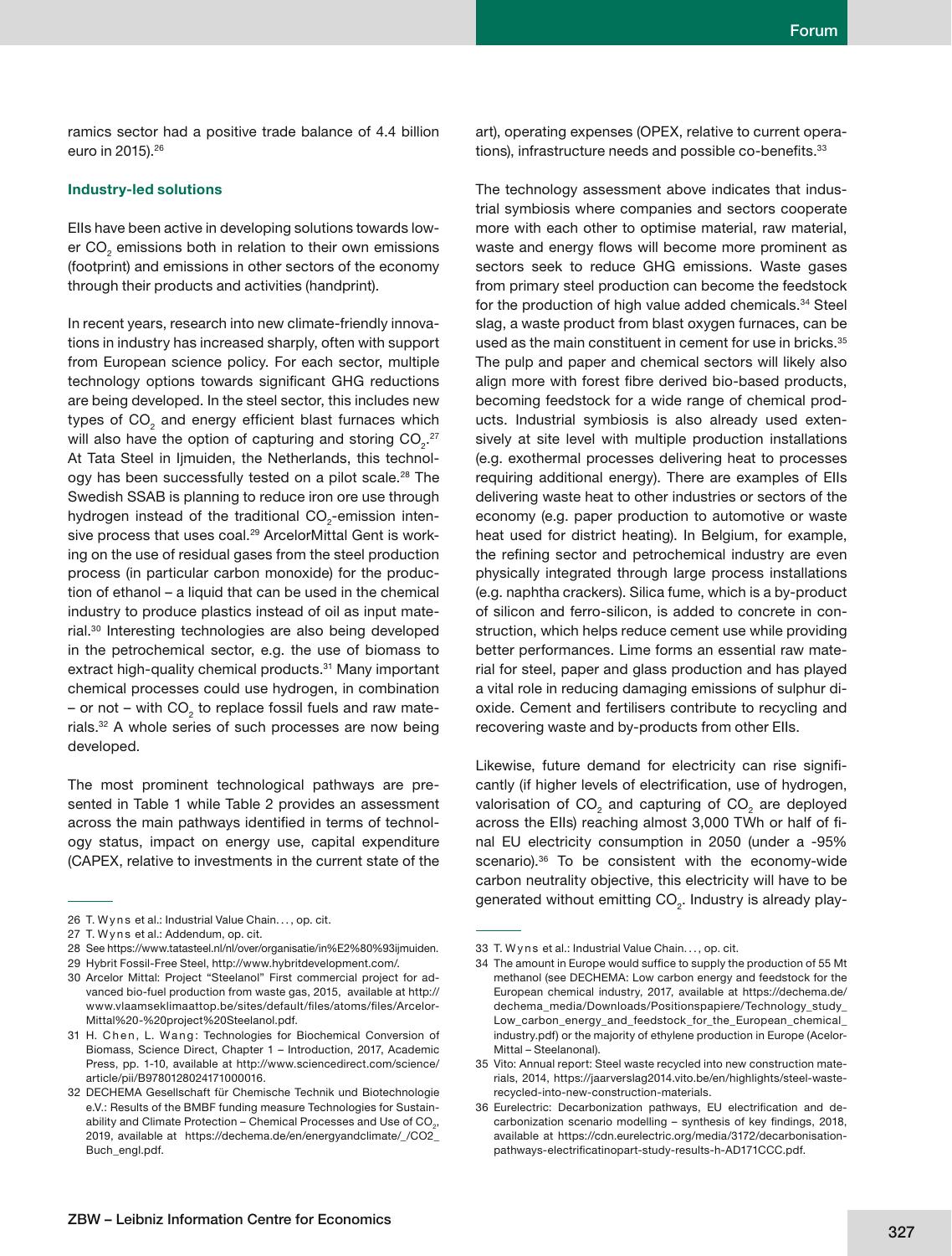ramics sector had a positive trade balance of 4.4 billion euro in 2015).[26]

### Industry-led solutions

EIIs have been active in developing solutions towards lower $CO_2$ emissions both in relation to their own emissions (footprint) and emissions in other sectors of the economy through their products and activities (handprint).

In recent years, research into new climate-friendly innovations in industry has increased sharply, often with support from European science policy. For each sector, multiple technology options towards significant GHG reductions are being developed. In the steel sector, this includes new types of $CO_2$ and energy efficient blast furnaces which will also have the option of capturing and storing $CO_2$.[27] At Tata Steel in Ijmuiden, the Netherlands, this technology has been successfully tested on a pilot scale.[28] The Swedish SSAB is planning to reduce iron ore using through hydrogen instead of the traditional $CO_2$-emission intensive process that uses coal.[29] ArcelorMittal Gent is working on the use of residual gases from the steel production process (in particular carbon monoxide) for the production of ethanol – a liquid that can be used in the chemical industry to produce plastics instead of oil as input material.[30] Interesting technologies are also being developed in the petrochemical sector, e.g. the use of biomass to extract high-quality chemical products.[31] Many important chemical processes could use hydrogen, in combination – or not – with $CO_2$ to replace fossil fuels and raw materials.[32] A whole series of such processes are now being developed.

The most prominent technological pathways are presented in Table 1 while Table 2 provides an assessment across the main pathways identified in terms of technology status, impact on energy use, capital expenditure (CAPEX, relative to investments in the current state of the art), operating expenses (OPEX, relative to current operations), infrastructure needs and possible co-benefits.[33]

The technology assessment above indicates that industrial symbiosis where companies and sectors cooperate more with each other to optimise material, raw material, waste and energy flows will become more prominent as sectors seek to reduce GHG emissions. Waste gases from primary steel production can become the feedstock for the production of high value added chemicals.[34] Steel slag, a waste product from blast oxygen furnaces, can be used as the main constituent in cement for use in bricks.[35] The pulp and paper and chemical sectors will likely also align more with forest fibre derived bio-based products, becoming feedstock for a wide range of chemical products. Industrial symbiosis is also already used extensively at site level with multiple production installations (e.g. exothermal processes delivering heat to processes requiring additional energy). There are examples of EIIs delivering waste heat to other industries or sectors of the economy (e.g. paper production to automotive or waste heat used for district heating). In Belgium, for example, the refining sector and petrochemical industry are even physically integrated through large process installations (e.g. naphtha crackers). Silica fume, which is a by-product of silicon and ferro-silicon, is added to concrete in construction, which helps reduce cement use while providing better performances. Lime forms an essential raw material for steel, paper and glass production and has played a vital role in reducing damaging emissions of sulphur dioxide. Cement and fertilisers contribute to recycling and recovering waste and by-products from other EIIs.

Likewise, future demand for electricity can rise significantly (if higher levels of electrification, use of hydrogen, valorisation of $CO_2$ and capturing of $CO_2$ are deployed across the EIIs) reaching almost 3,000 TWh or half of final EU electricity consumption in 2050 (under a -95% scenario).[36] To be consistent with the economy-wide carbon neutrality objective, this electricity will have to be generated without emitting $CO_2$. Industry is already play-

---

26 T. Wyns et al.: Industrial Value Chain..., op. cit.

27 T. Wyns et al.: Addendum, op. cit.

28 See https://www.tatasteel.nl/nl/over/organisatie/in%E2%80%93ijmuiden.

29 Hybrit Fossil-Free Steel, http://www.hybritdevelopment.com/.

30 Arcelor Mittal: Project "Steelanol" First commercial project for advanced bio-fuel production from waste gas, 2015, available at http://www.vlaamseklimaattop.be/sites/default/files/atoms/files/ArcelorMittal%20-%20project%20Steelanol.pdf.

31 H. Chen, L. Wang: Technologies for Biochemical Conversion of Biomass, Science Direct, Chapter 1 – Introduction, 2017, Academic Press, pp. 1-10, available at http://www.sciencedirect.com/science/article/pii/B9780128024171000016.

32 DECHEMA Gesellschaft für Chemische Technik und Biotechnologie e.V.: Results of the BMBF funding measure Technologies for Sustainability and Climate Protection – Chemical Processes and Use of $CO_2$, 2019, available at https://dechema.de/en/energyandclimate/_/CO2_Buch_engl.pdf.

33 T. Wyns et al.: Industrial Value Chain..., op. cit.

34 The amount in Europe would suffice to supply the production of 55 Mt methanol (see DECHEMA: Low carbon energy and feedstock for the European chemical industry, 2017, available at https://dechema.de/dechema_media/Downloads/Positionspapiere/Technology_study_Low_carbon_energy_and_feedstock_for_the_European_chemical_industry.pdf) or the majority of ethylene production in Europe (AcelorMittal – Steelanonal).

35 Vito: Annual report: Steel waste recycled into new construction materials, 2014, https://jaarverslag2014.vito.be/en/highlights/steel-waste-recycled-into-new-construction-materials.

36 Eurelectric: Decarbonization pathways, EU electrification and decarbonization scenario modelling – synthesis of key findings, 2018, available at https://cdn.eurelectric.org/media/3172/decarbonisation-pathways-electrificatinopart-study-results-h-AD171CCC.pdf.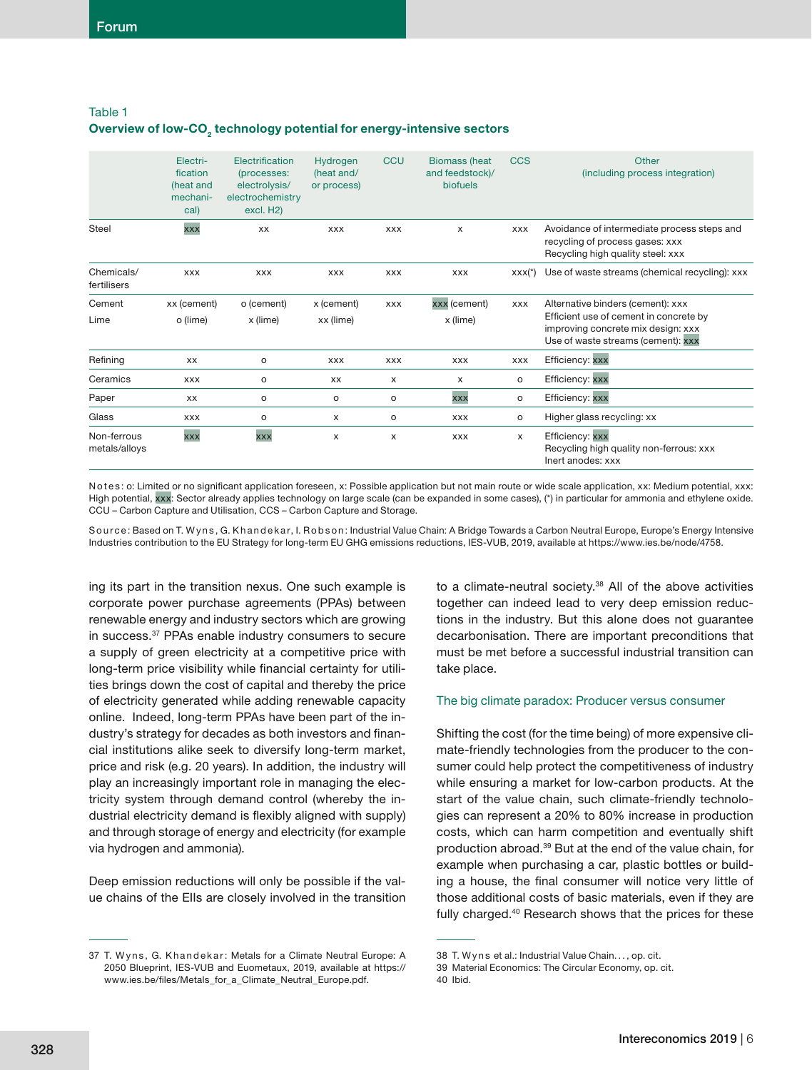Table 1

**Overview of low-$CO_2$ technology potential for energy-intensive sectors**

| | Electrification (heat and mechanical) | Electrification (processes: electrolysis/ electrochemistry excl. H2) | Hydrogen (heat and/ or process) | CCU | Biomass (heat and feedstock)/ biofuels | CCS | Other (including process integration) |
|---|---|---|---|---|---|---|---|
| Steel | xxx | xx | xxx | xxx | x | xxx | Avoidance of intermediate process steps and recycling of process gases: xxx<br>Recycling high quality steel: xxx |
| Chemicals/ fertilisers | xxx | xxx | xxx | xxx | xxx | xxx(*) | Use of waste streams (chemical recycling): xxx |
| Cement<br>Lime | xx (cement)<br>o (lime) | o (cement)<br>x (lime) | x (cement)<br>xx (lime) | xxx | xxx (cement)<br>x (lime) | xxx | Alternative binders (cement): xxx<br>Efficient use of cement in concrete by improving concrete mix design: xxx<br>Use of waste streams (cement): xxx |
| Refining | xx | o | xxx | xxx | xxx | xxx | Efficiency: xxx |
| Ceramics | xxx | o | xx | x | x | o | Efficiency: xxx |
| Paper | xx | o | o | o | xxx | o | Efficiency: xxx |
| Glass | xxx | o | x | o | xxx | o | Higher glass recycling: xx |
| Non-ferrous metals/alloys | xxx | xxx | x | x | xxx | x | Efficiency: xxx<br>Recycling high quality non-ferrous: xxx<br>Inert anodes: xxx |

Notes: o: Limited or no significant application foreseen, x: Possible application but not main route or wide scale application, xx: Medium potential, xxx: High potential, xxx: Sector already applies technology on large scale (can be expanded in some cases), (*) in particular for ammonia and ethylene oxide. CCU – Carbon Capture and Utilisation, CCS – Carbon Capture and Storage.

Source: Based on T. Wyns, G. Khandekar, I. Robson: Industrial Value Chain: A Bridge Towards a Carbon Neutral Europe, Europe's Energy Intensive Industries contribution to the EU Strategy for long-term EU GHG emissions reductions, IES-VUB, 2019, available at https://www.ies.be/node/4758.

ing its part in the transition nexus. One such example is corporate power purchase agreements (PPAs) between renewable energy and industry sectors which are growing in success.[37] PPAs enable industry consumers to secure a supply of green electricity at a competitive price with long-term price visibility while financial certainty for utilities brings down the cost of capital and thereby the price of electricity generated while adding renewable capacity online. Indeed, long-term PPAs have been part of the industry's strategy for decades as both investors and financial institutions alike seek to diversify long-term market, price and risk (e.g. 20 years). In addition, the industry will play an increasingly important role in managing the electricity system through demand control (whereby the industrial electricity demand is flexibly aligned with supply) and through storage of energy and electricity (for example via hydrogen and ammonia).

Deep emission reductions will only be possible if the value chains of the EIIs are closely involved in the transition to a climate-neutral society.[38] All of the above activities together can indeed lead to very deep emission reductions in the industry. But this alone does not guarantee decarbonisation. There are important preconditions that must be met before a successful industrial transition can take place.

## The big climate paradox: Producer versus consumer

Shifting the cost (for the time being) of more expensive climate-friendly technologies from the producer to the consumer could help protect the competitiveness of industry while ensuring a market for low-carbon products. At the start of the value chain, such climate-friendly technologies can represent a 20% to 80% increase in production costs, which can harm competition and eventually shift production abroad.[39] But at the end of the value chain, for example when purchasing a car, plastic bottles or building a house, the final consumer will notice very little of those additional costs of basic materials, even if they are fully charged.[40] Research shows that the prices for these

37 T. Wyns, G. Khandekar: Metals for a Climate Neutral Europe: A 2050 Blueprint, IES-VUB and Euometaux, 2019, available at https://www.ies.be/files/Metals_for_a_Climate_Neutral_Europe.pdf.

38 T. Wyns et al.: Industrial Value Chain..., op. cit.

39 Material Economics: The Circular Economy, op. cit.

40 Ibid.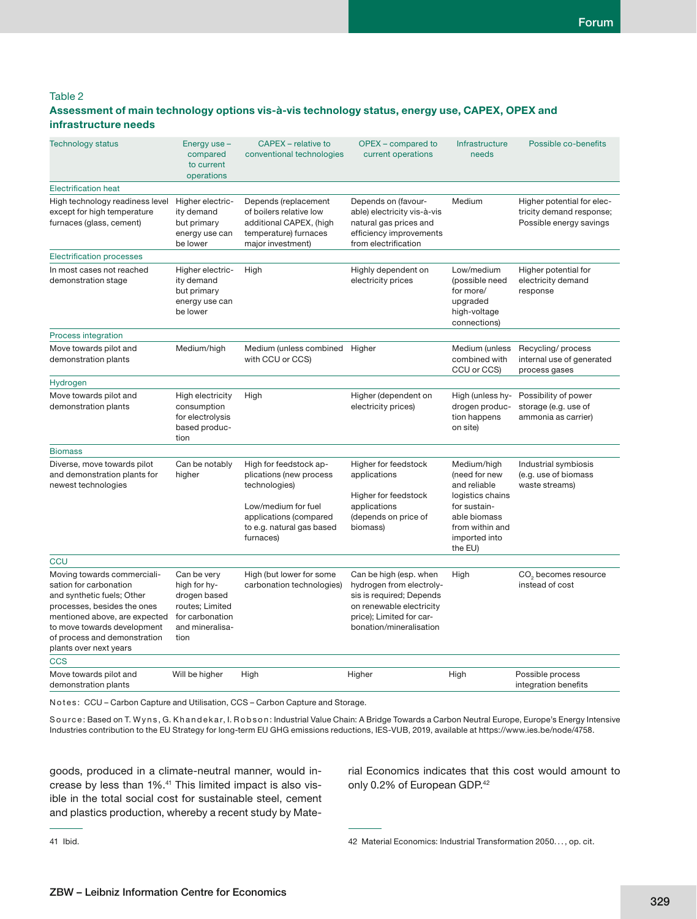Table 2

**Assessment of main technology options vis-à-vis technology status, energy use, CAPEX, OPEX and infrastructure needs**

| Technology status | Energy use – compared to current operations | CAPEX – relative to conventional technologies | OPEX – compared to current operations | Infrastructure needs | Possible co-benefits |
|---|---|---|---|---|---|
| **Electrification heat** | | | | | |
| High technology readiness level except for high temperature furnaces (glass, cement) | Higher electricity demand but primary energy use can be lower | Depends (replacement of boilers relative low additional CAPEX, (high temperature) furnaces major investment) | Depends on (favourable) electricity vis-à-vis natural gas prices and efficiency improvements from electrification | Medium | Higher potential for electricity demand response; Possible energy savings |
| **Electrification processes** | | | | | |
| In most cases not reached demonstration stage | Higher electricity demand but primary energy use can be lower | High | Highly dependent on electricity prices | Low/medium (possible need for more/ upgraded high-voltage connections) | Higher potential for electricity demand response |
| **Process integration** | | | | | |
| Move towards pilot and demonstration plants | Medium/high | Medium (unless combined with CCU or CCS) | Higher | Medium (unless combined with CCU or CCS) | Recycling/ process internal use of generated process gases |
| **Hydrogen** | | | | | |
| Move towards pilot and demonstration plants | High electricity consumption for electrolysis based production | High | Higher (dependent on electricity prices) | High (unless hydrogen production happens on site) | Possibility of power storage (e.g. use of ammonia as carrier) |
| **Biomass** | | | | | |
| Diverse, move towards pilot and demonstration plants for newest technologies | Can be notably higher | High for feedstock applications (new process technologies)<br><br>Low/medium for fuel applications (compared to e.g. natural gas based furnaces) | Higher for feedstock applications<br><br>Higher for feedstock applications (depends on price of biomass) | Medium/high (need for new and reliable logistics chains for sustainable biomass from within and imported into the EU) | Industrial symbiosis (e.g. use of biomass waste streams) |
| **CCU** | | | | | |
| Moving towards commercialisation for carbonation and synthetic fuels; Other processes, besides the ones mentioned above, are expected to move towards development of process and demonstration plants over next years | Can be very high for hydrogen based routes; Limited for carbonation and mineralisation | High (but lower for some carbonation technologies) | Can be high (esp. when hydrogen from electrolysis is required; Depends on renewable electricity price); Limited for carbonation/mineralisation | High | $CO_2$ becomes resource instead of cost |
| **CCS** | | | | | |
| Move towards pilot and demonstration plants | Will be higher | High | Higher | High | Possible process integration benefits |

Notes: CCU – Carbon Capture and Utilisation, CCS – Carbon Capture and Storage.

Source: Based on T. Wyns, G. Khandekar, I. Robson: Industrial Value Chain: A Bridge Towards a Carbon Neutral Europe, Europe's Energy Intensive Industries contribution to the EU Strategy for long-term EU GHG emissions reductions, IES-VUB, 2019, available at https://www.ies.be/node/4758.

goods, produced in a climate-neutral manner, would increase by less than 1%.[41] This limited impact is also visible in the total social cost for sustainable steel, cement and plastics production, whereby a recent study by Material Economics indicates that this cost would amount to only 0.2% of European GDP.[42]

41 Ibid.

42 Material Economics: Industrial Transformation 2050. . . , op. cit.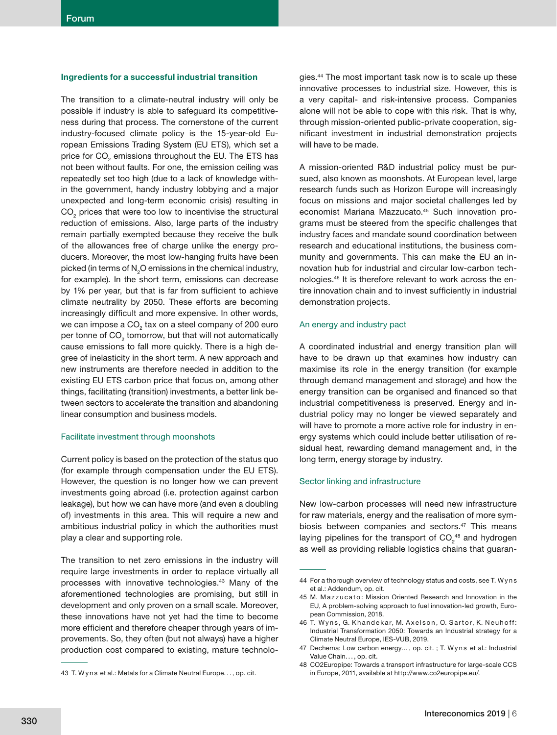### Ingredients for a successful industrial transition

The transition to a climate-neutral industry will only be possible if industry is able to safeguard its competitiveness during that process. The cornerstone of the current industry-focused climate policy is the 15-year-old European Emissions Trading System (EU ETS), which set a price for $CO_2$ emissions throughout the EU. The ETS has not been without faults. For one, the emission ceiling was repeatedly set too high (due to a lack of knowledge within the government, handy industry lobbying and a major unexpected and long-term economic crisis) resulting in $CO_2$ prices that were too low to incentivise the structural reduction of emissions. Also, large parts of the industry remain partially exempted because they receive the bulk of the allowances free of charge unlike the energy producers. Moreover, the most low-hanging fruits have been picked (in terms of $N_2O$ emissions in the chemical industry, for example). In the short term, emissions can decrease by 1% per year, but that is far from sufficient to achieve climate neutrality by 2050. These efforts are becoming increasingly difficult and more expensive. In other words, we can impose a $CO_2$ tax on a steel company of 200 euro per tonne of $CO_2$ tomorrow, but that will not automatically cause emissions to fall more quickly. There is a high degree of inelasticity in the short term. A new approach and new instruments are therefore needed in addition to the existing EU ETS carbon price that focus on, among other things, facilitating (transition) investments, a better link between sectors to accelerate the transition and abandoning linear consumption and business models.

#### Facilitate investment through moonshots

Current policy is based on the protection of the status quo (for example through compensation under the EU ETS). However, the question is no longer how we can prevent investments going abroad (i.e. protection against carbon leakage), but how we can have more (and even a doubling of) investments in this area. This will require a new and ambitious industrial policy in which the authorities must play a clear and supporting role.

The transition to net zero emissions in the industry will require large investments in order to replace virtually all processes with innovative technologies.[43] Many of the aforementioned technologies are promising, but still in development and only proven on a small scale. Moreover, these innovations have not yet had the time to become more efficient and therefore cheaper through years of improvements. So, they often (but not always) have a higher production cost compared to existing, mature technologies.[44] The most important task now is to scale up these innovative processes to industrial size. However, this is a very capital- and risk-intensive process. Companies alone will not be able to cope with this risk. That is why, through mission-oriented public-private cooperation, significant investment in industrial demonstration projects will have to be made.

A mission-oriented R&D industrial policy must be pursued, also known as moonshots. At European level, large research funds such as Horizon Europe will increasingly focus on missions and major societal challenges led by economist Mariana Mazzucato.[45] Such innovation programs must be steered from the specific challenges that industry faces and mandate sound coordination between research and educational institutions, the business community and governments. This can make the EU an innovation hub for industrial and circular low-carbon technologies.[46] It is therefore relevant to work across the entire innovation chain and to invest sufficiently in industrial demonstration projects.

#### An energy and industry pact

A coordinated industrial and energy transition plan will have to be drawn up that examines how industry can maximise its role in the energy transition (for example through demand management and storage) and how the energy transition can be organised and financed so that industrial competitiveness is preserved. Energy and industrial policy may no longer be viewed separately and will have to promote a more active role for industry in energy systems which could include better utilisation of residual heat, rewarding demand management and, in the long term, energy storage by industry.

#### Sector linking and infrastructure

New low-carbon processes will need new infrastructure for raw materials, energy and the realisation of more symbiosis between companies and sectors.[47] This means laying pipelines for the transport of $CO_2$[48] and hydrogen as well as providing reliable logistics chains that guaran-

---

43 T. Wyns et al.: Metals for a Climate Neutral Europe…, op. cit.

44 For a thorough overview of technology status and costs, see T. Wyns et al.: Addendum, op. cit.

45 M. Mazzucato: Mission Oriented Research and Innovation in the EU, A problem-solving approach to fuel innovation-led growth, European Commission, 2018.

46 T. Wyns, G. Khandekar, M. Axelson, O. Sartor, K. Neuhoff: Industrial Transformation 2050: Towards an Industrial strategy for a Climate Neutral Europe, IES-VUB, 2019.

47 Dechema: Low carbon energy…, op. cit. ; T. Wyns et al.: Industrial Value Chain…, op. cit.

48 CO2Europipe: Towards a transport infrastructure for large-scale CCS in Europe, 2011, available at http://www.co2europipe.eu/.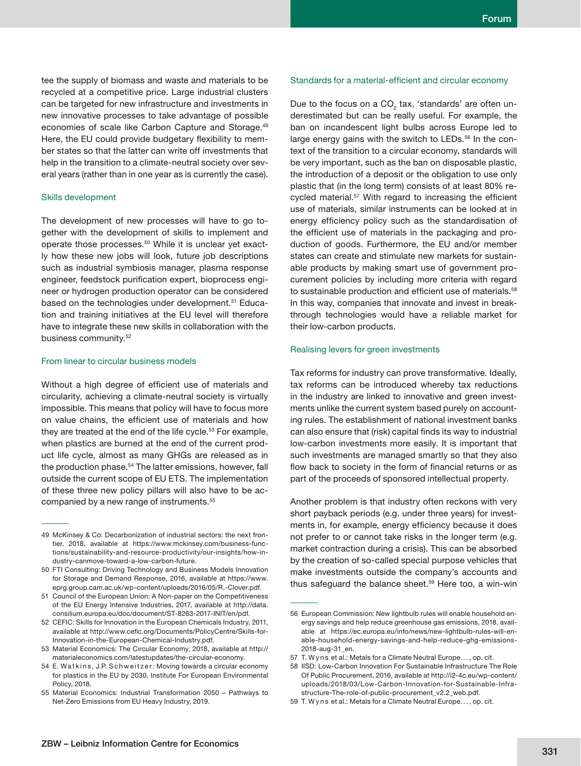tee the supply of biomass and waste and materials to be recycled at a competitive price. Large industrial clusters can be targeted for new infrastructure and investments in new innovative processes to take advantage of possible economies of scale like Carbon Capture and Storage.[49] Here, the EU could provide budgetary flexibility to member states so that the latter can write off investments that help in the transition to a climate-neutral society over several years (rather than in one year as is currently the case).

### Skills development

The development of new processes will have to go together with the development of skills to implement and operate those processes.[50] While it is unclear yet exactly how these new jobs will look, future job descriptions such as industrial symbiosis manager, plasma response engineer, feedstock purification expert, bioprocess engineer or hydrogen production operator can be considered based on the technologies under development.[51] Education and training initiatives at the EU level will therefore have to integrate these new skills in collaboration with the business community.[52]

### From linear to circular business models

Without a high degree of efficient use of materials and circularity, achieving a climate-neutral society is virtually impossible. This means that policy will have to focus more on value chains, the efficient use of materials and how they are treated at the end of the life cycle.[53] For example, when plastics are burned at the end of the current product life cycle, almost as many GHGs are released as in the production phase.[54] The latter emissions, however, fall outside the current scope of EU ETS. The implementation of these three new policy pillars will also have to be accompanied by a new range of instruments.[55]

### Standards for a material-efficient and circular economy

Due to the focus on a $CO_2$ tax, 'standards' are often underestimated but can be really useful. For example, the ban on incandescent light bulbs across Europe led to large energy gains with the switch to LEDs.[56] In the context of the transition to a circular economy, standards will be very important, such as the ban on disposable plastic, the introduction of a deposit or the obligation to use only plastic that (in the long term) consists of at least 80% recycled material.[57] With regard to increasing the efficient use of materials, similar instruments can be looked at in energy efficiency policy such as the standardisation of the efficient use of materials in the packaging and production of goods. Furthermore, the EU and/or member states can create and stimulate new markets for sustainable products by making smart use of government procurement policies by including more criteria with regard to sustainable production and efficient use of materials.[58] In this way, companies that innovate and invest in breakthrough technologies would have a reliable market for their low-carbon products.

### Realising levers for green investments

Tax reforms for industry can prove transformative. Ideally, tax reforms can be introduced whereby tax reductions in the industry are linked to innovative and green investments unlike the current system based purely on accounting rules. The establishment of national investment banks can also ensure that (risk) capital finds its way to industrial low-carbon investments more easily. It is important that such investments are managed smartly so that they also flow back to society in the form of financial returns or as part of the proceeds of sponsored intellectual property.

Another problem is that industry often reckons with very short payback periods (e.g. under three years) for investments in, for example, energy efficiency because it does not prefer to or cannot take risks in the longer term (e.g. market contraction during a crisis). This can be absorbed by the creation of so-called special purpose vehicles that make investments outside the company's accounts and thus safeguard the balance sheet.[59] Here too, a win-win

---

49 McKinsey & Co: Decarbonization of industrial sectors: the next frontier, 2018, available at https://www.mckinsey.com/business-functions/sustainability-and-resource-productivity/our-insights/how-industry-canmove-toward-a-low-carbon-future.

50 FTI Consulting: Driving Technology and Business Models Innovation for Storage and Demand Response, 2016, available at https://www.eprg.group.cam.ac.uk/wp-content/uploads/2016/05/R.-Clover.pdf.

51 Council of the European Union: A Non-paper on the Competitiveness of the EU Energy Intensive Industries, 2017, available at http://data.consilium.europa.eu/doc/document/ST-8263-2017-INIT/en/pdf.

52 CEFIC: Skills for Innovation in the European Chemicals Industry, 2011, available at http://www.cefic.org/Documents/PolicyCentre/Skills-for-Innovation-in-the-European-Chemical-Industry.pdf.

53 Material Economics: The Circular Economy, 2018, available at http://materialeconomics.com/latestupdates/the-circular-economy.

54 E. Watkins, J.P. Schweitzer: Moving towards a circular economy for plastics in the EU by 2030, Institute For European Environmental Policy, 2018.

55 Material Economics: Industrial Transformation 2050 – Pathways to Net-Zero Emissions from EU Heavy Industry, 2019.

56 European Commission: New lightbulb rules will enable household energy savings and help reduce greenhouse gas emissions, 2018, available at https://ec.europa.eu/info/news/new-lightbulb-rules-will-enable-household-energy-savings-and-help-reduce-ghg-emissions-2018-aug-31_en.

57 T. Wyns et al.: Metals for a Climate Neutral Europe..., op. cit.

58 IISD: Low-Carbon Innovation For Sustainable Infrastructure The Role Of Public Procurement, 2016, available at http://i2-4c.eu/wp-content/uploads/2018/03/Low-Carbon-Innovation-for-Sustainable-Infrastructure-The-role-of-public-procurement_v2.2_web.pdf.

59 T. Wyns et al.: Metals for a Climate Neutral Europe..., op. cit.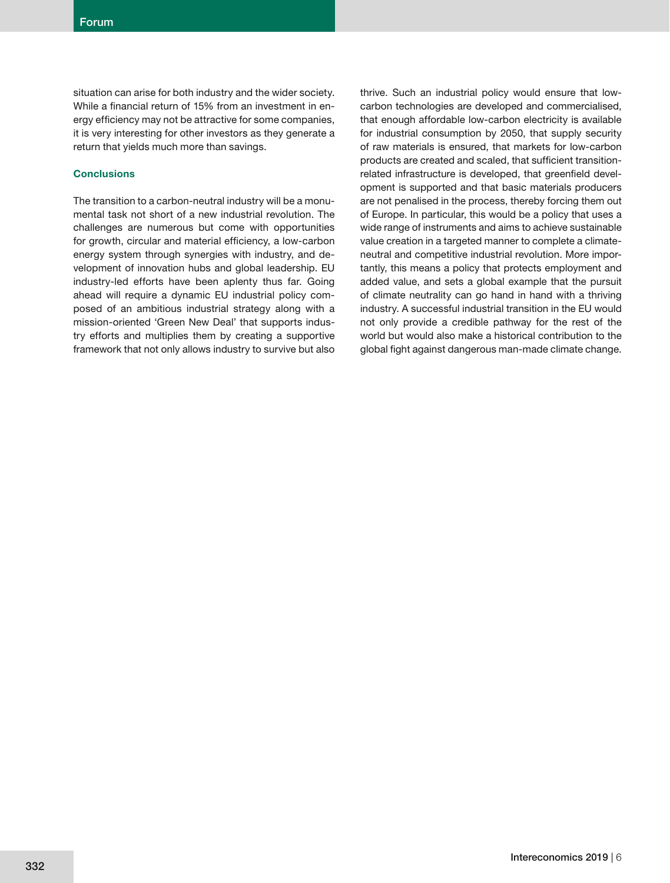situation can arise for both industry and the wider society. While a financial return of 15% from an investment in energy efficiency may not be attractive for some companies, it is very interesting for other investors as they generate a return that yields much more than savings.

## Conclusions

The transition to a carbon-neutral industry will be a monumental task not short of a new industrial revolution. The challenges are numerous but come with opportunities for growth, circular and material efficiency, a low-carbon energy system through synergies with industry, and development of innovation hubs and global leadership. EU industry-led efforts have been aplenty thus far. Going ahead will require a dynamic EU industrial policy composed of an ambitious industrial strategy along with a mission-oriented 'Green New Deal' that supports industry efforts and multiplies them by creating a supportive framework that not only allows industry to survive but also thrive. Such an industrial policy would ensure that low-carbon technologies are developed and commercialised, that enough affordable low-carbon electricity is available for industrial consumption by 2050, that supply security of raw materials is ensured, that markets for low-carbon products are created and scaled, that sufficient transition-related infrastructure is developed, that greenfield development is supported and that basic materials producers are not penalised in the process, thereby forcing them out of Europe. In particular, this would be a policy that uses a wide range of instruments and aims to achieve sustainable value creation in a targeted manner to complete a climate-neutral and competitive industrial revolution. More importantly, this means a policy that protects employment and added value, and sets a global example that the pursuit of climate neutrality can go hand in hand with a thriving industry. A successful industrial transition in the EU would not only provide a credible pathway for the rest of the world but would also make a historical contribution to the global fight against dangerous man-made climate change.